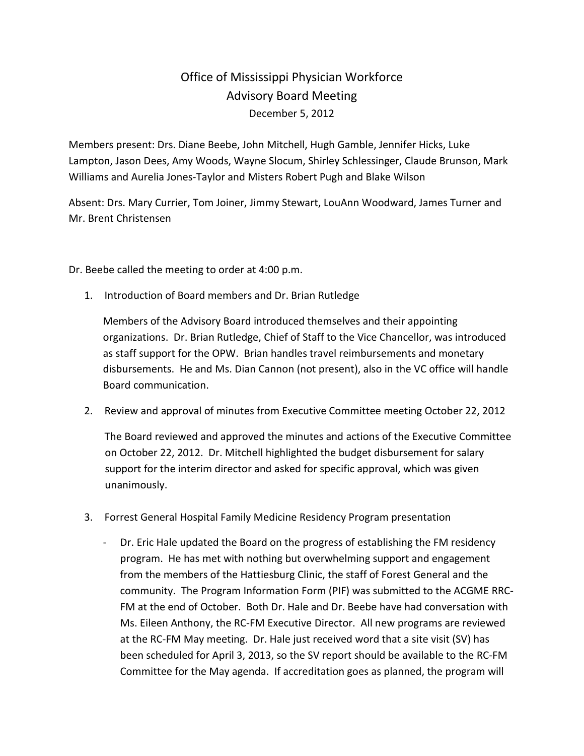# Office of Mississippi Physician Workforce
## Advisory Board Meeting
December 5, 2012

Members present: Drs. Diane Beebe, John Mitchell, Hugh Gamble, Jennifer Hicks, Luke Lampton, Jason Dees, Amy Woods, Wayne Slocum, Shirley Schlessinger, Claude Brunson, Mark Williams and Aurelia Jones-Taylor and Misters Robert Pugh and Blake Wilson

Absent: Drs. Mary Currier, Tom Joiner, Jimmy Stewart, LouAnn Woodward, James Turner and Mr. Brent Christensen

Dr. Beebe called the meeting to order at 4:00 p.m.

1. Introduction of Board members and Dr. Brian Rutledge

   Members of the Advisory Board introduced themselves and their appointing organizations. Dr. Brian Rutledge, Chief of Staff to the Vice Chancellor, was introduced as staff support for the OPW. Brian handles travel reimbursements and monetary disbursements. He and Ms. Dian Cannon (not present), also in the VC office will handle Board communication.

2. Review and approval of minutes from Executive Committee meeting October 22, 2012

   The Board reviewed and approved the minutes and actions of the Executive Committee on October 22, 2012. Dr. Mitchell highlighted the budget disbursement for salary support for the interim director and asked for specific approval, which was given unanimously.

3. Forrest General Hospital Family Medicine Residency Program presentation

   - Dr. Eric Hale updated the Board on the progress of establishing the FM residency program. He has met with nothing but overwhelming support and engagement from the members of the Hattiesburg Clinic, the staff of Forest General and the community. The Program Information Form (PIF) was submitted to the ACGME RRC-FM at the end of October. Both Dr. Hale and Dr. Beebe have had conversation with Ms. Eileen Anthony, the RC-FM Executive Director. All new programs are reviewed at the RC-FM May meeting. Dr. Hale just received word that a site visit (SV) has been scheduled for April 3, 2013, so the SV report should be available to the RC-FM Committee for the May agenda. If accreditation goes as planned, the program will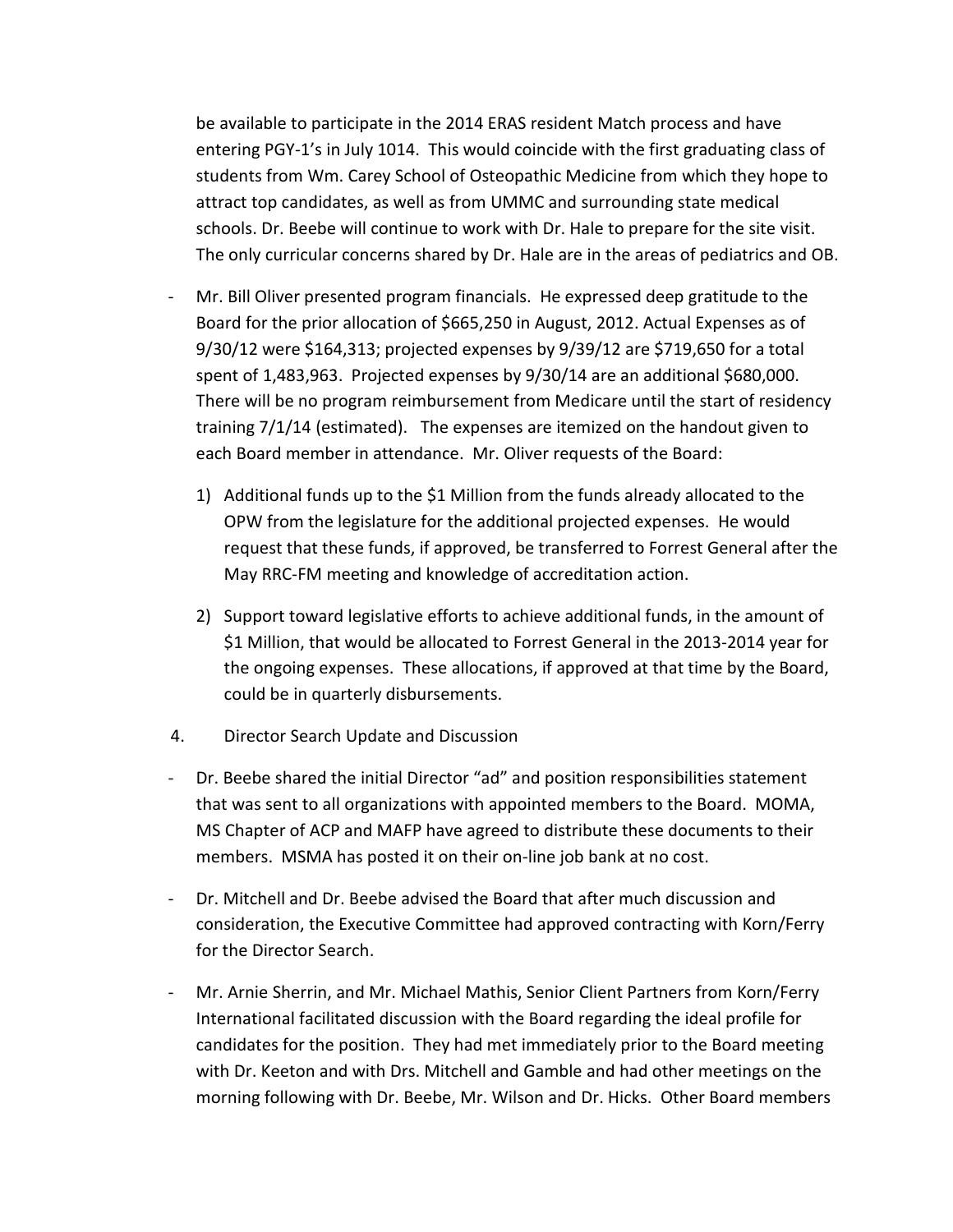be available to participate in the 2014 ERAS resident Match process and have entering PGY-1's in July 1014. This would coincide with the first graduating class of students from Wm. Carey School of Osteopathic Medicine from which they hope to attract top candidates, as well as from UMMC and surrounding state medical schools. Dr. Beebe will continue to work with Dr. Hale to prepare for the site visit. The only curricular concerns shared by Dr. Hale are in the areas of pediatrics and OB.

- Mr. Bill Oliver presented program financials. He expressed deep gratitude to the Board for the prior allocation of $665,250 in August, 2012. Actual Expenses as of 9/30/12 were $164,313; projected expenses by 9/39/12 are $719,650 for a total spent of 1,483,963. Projected expenses by 9/30/14 are an additional $680,000. There will be no program reimbursement from Medicare until the start of residency training 7/1/14 (estimated). The expenses are itemized on the handout given to each Board member in attendance. Mr. Oliver requests of the Board:

  1) Additional funds up to the $1 Million from the funds already allocated to the OPW from the legislature for the additional projected expenses. He would request that these funds, if approved, be transferred to Forrest General after the May RRC-FM meeting and knowledge of accreditation action.

  2) Support toward legislative efforts to achieve additional funds, in the amount of $1 Million, that would be allocated to Forrest General in the 2013-2014 year for the ongoing expenses. These allocations, if approved at that time by the Board, could be in quarterly disbursements.

4. Director Search Update and Discussion

- Dr. Beebe shared the initial Director "ad" and position responsibilities statement that was sent to all organizations with appointed members to the Board. MOMA, MS Chapter of ACP and MAFP have agreed to distribute these documents to their members. MSMA has posted it on their on-line job bank at no cost.

- Dr. Mitchell and Dr. Beebe advised the Board that after much discussion and consideration, the Executive Committee had approved contracting with Korn/Ferry for the Director Search.

- Mr. Arnie Sherrin, and Mr. Michael Mathis, Senior Client Partners from Korn/Ferry International facilitated discussion with the Board regarding the ideal profile for candidates for the position. They had met immediately prior to the Board meeting with Dr. Keeton and with Drs. Mitchell and Gamble and had other meetings on the morning following with Dr. Beebe, Mr. Wilson and Dr. Hicks. Other Board members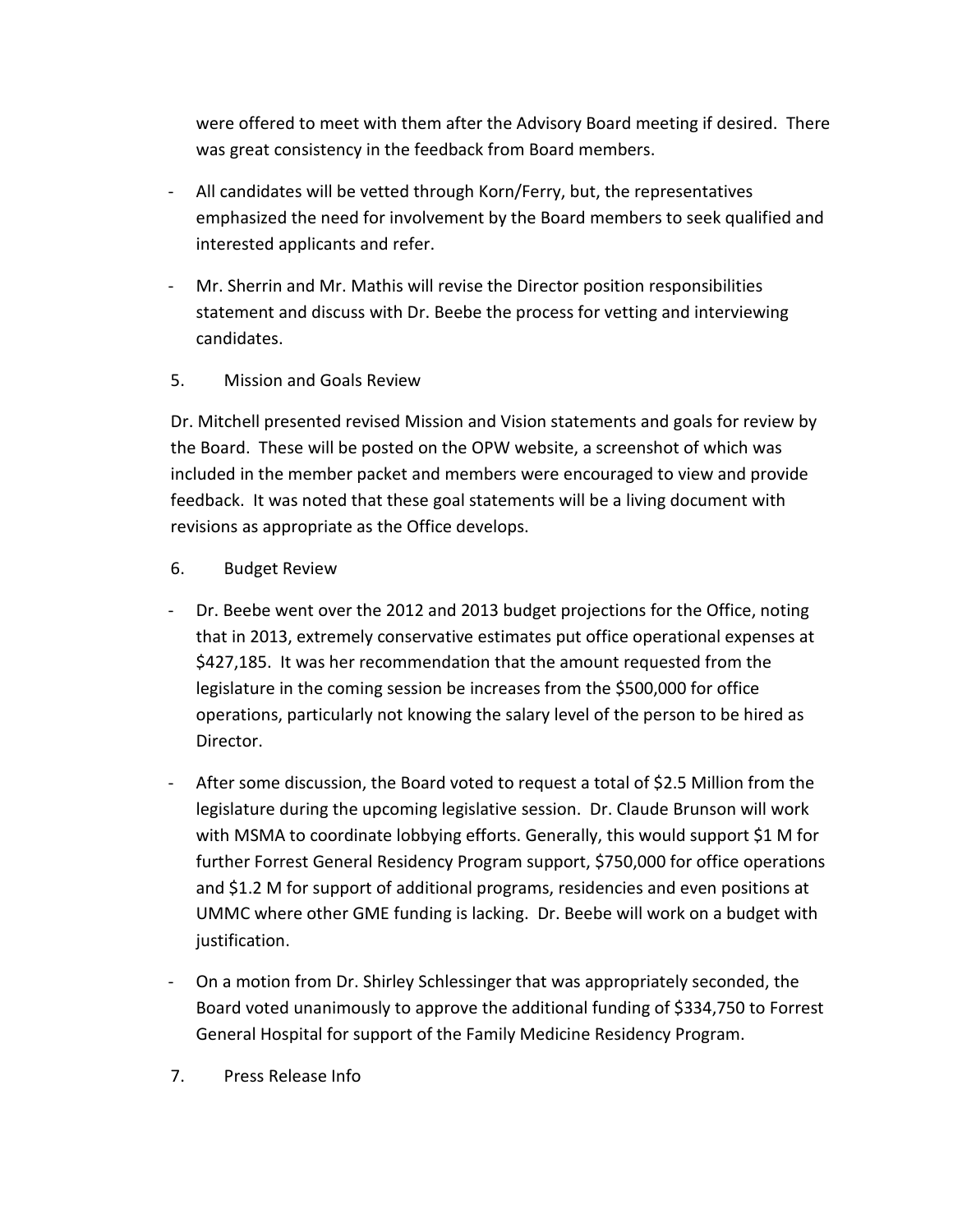were offered to meet with them after the Advisory Board meeting if desired. There was great consistency in the feedback from Board members.

- All candidates will be vetted through Korn/Ferry, but, the representatives emphasized the need for involvement by the Board members to seek qualified and interested applicants and refer.
- Mr. Sherrin and Mr. Mathis will revise the Director position responsibilities statement and discuss with Dr. Beebe the process for vetting and interviewing candidates.

5. Mission and Goals Review

Dr. Mitchell presented revised Mission and Vision statements and goals for review by the Board. These will be posted on the OPW website, a screenshot of which was included in the member packet and members were encouraged to view and provide feedback. It was noted that these goal statements will be a living document with revisions as appropriate as the Office develops.

6. Budget Review

- Dr. Beebe went over the 2012 and 2013 budget projections for the Office, noting that in 2013, extremely conservative estimates put office operational expenses at $427,185. It was her recommendation that the amount requested from the legislature in the coming session be increases from the $500,000 for office operations, particularly not knowing the salary level of the person to be hired as Director.
- After some discussion, the Board voted to request a total of $2.5 Million from the legislature during the upcoming legislative session. Dr. Claude Brunson will work with MSMA to coordinate lobbying efforts. Generally, this would support $1 M for further Forrest General Residency Program support, $750,000 for office operations and $1.2 M for support of additional programs, residencies and even positions at UMMC where other GME funding is lacking. Dr. Beebe will work on a budget with justification.
- On a motion from Dr. Shirley Schlessinger that was appropriately seconded, the Board voted unanimously to approve the additional funding of $334,750 to Forrest General Hospital for support of the Family Medicine Residency Program.

7. Press Release Info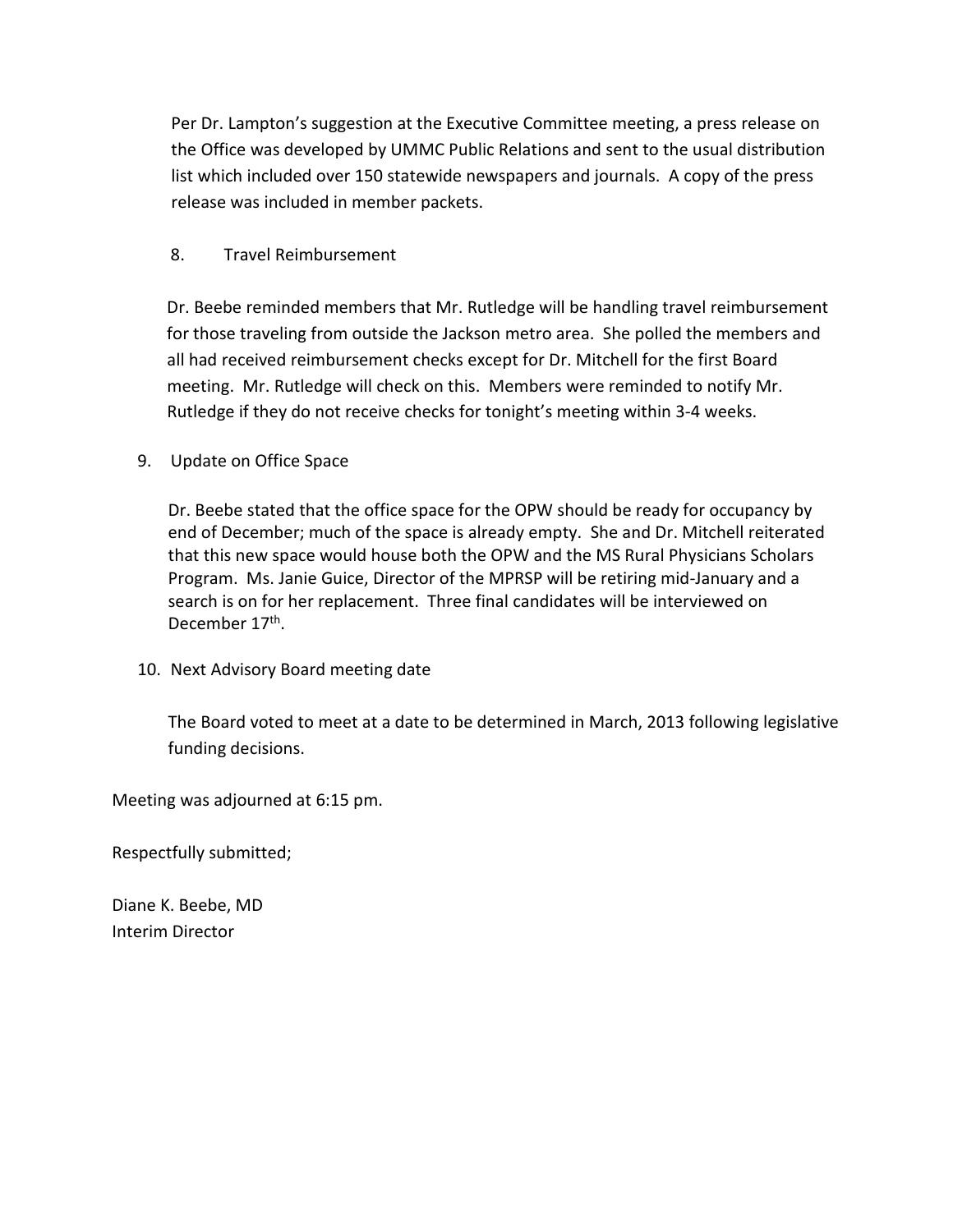Per Dr. Lampton's suggestion at the Executive Committee meeting, a press release on the Office was developed by UMMC Public Relations and sent to the usual distribution list which included over 150 statewide newspapers and journals. A copy of the press release was included in member packets.

8. Travel Reimbursement

Dr. Beebe reminded members that Mr. Rutledge will be handling travel reimbursement for those traveling from outside the Jackson metro area. She polled the members and all had received reimbursement checks except for Dr. Mitchell for the first Board meeting. Mr. Rutledge will check on this. Members were reminded to notify Mr. Rutledge if they do not receive checks for tonight's meeting within 3-4 weeks.

9. Update on Office Space

Dr. Beebe stated that the office space for the OPW should be ready for occupancy by end of December; much of the space is already empty. She and Dr. Mitchell reiterated that this new space would house both the OPW and the MS Rural Physicians Scholars Program. Ms. Janie Guice, Director of the MPRSP will be retiring mid-January and a search is on for her replacement. Three final candidates will be interviewed on December 17th.

10. Next Advisory Board meeting date

The Board voted to meet at a date to be determined in March, 2013 following legislative funding decisions.

Meeting was adjourned at 6:15 pm.

Respectfully submitted;

Diane K. Beebe, MD
Interim Director